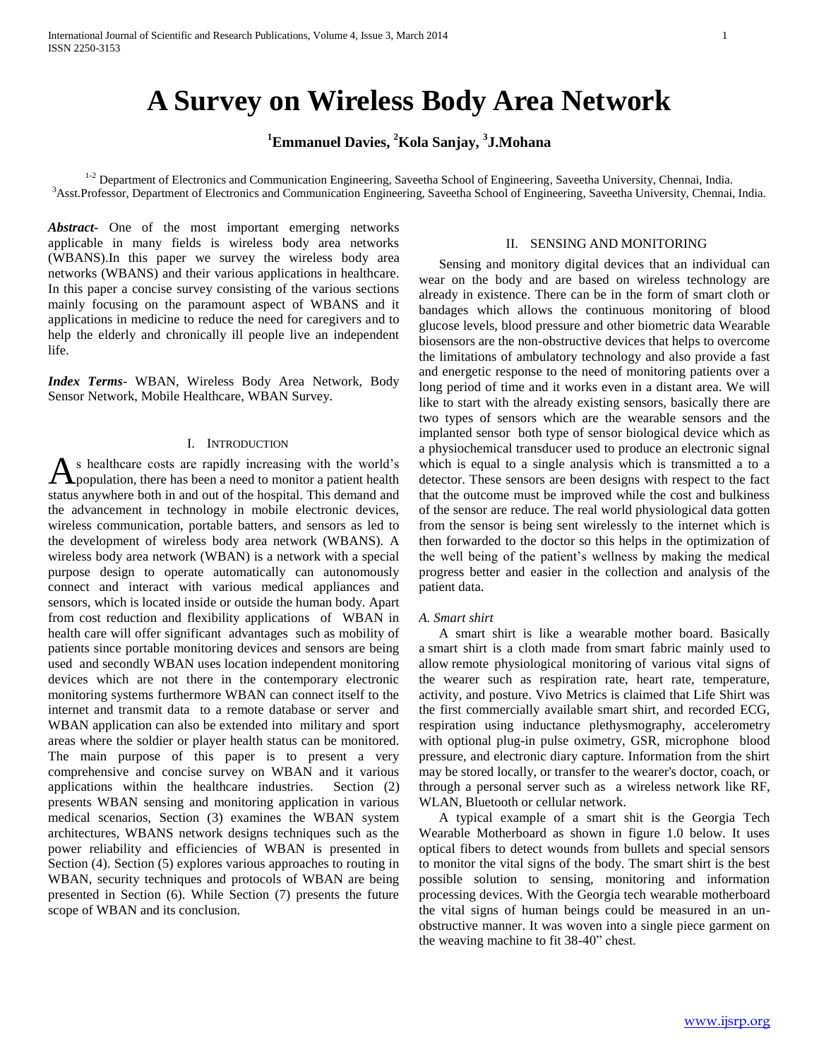# A Survey on Wireless Body Area Network

**[1]Emmanuel Davies, [2]Kola Sanjay, [3]J.Mohana**

[1-2] Department of Electronics and Communication Engineering, Saveetha School of Engineering, Saveetha University, Chennai, India.
[3]Asst.Professor, Department of Electronics and Communication Engineering, Saveetha School of Engineering, Saveetha University, Chennai, India.

***Abstract***- One of the most important emerging networks applicable in many fields is wireless body area networks (WBANS).In this paper we survey the wireless body area networks (WBANS) and their various applications in healthcare. In this paper a concise survey consisting of the various sections mainly focusing on the paramount aspect of WBANS and it applications in medicine to reduce the need for caregivers and to help the elderly and chronically ill people live an independent life.

***Index Terms***- WBAN, Wireless Body Area Network, Body Sensor Network, Mobile Healthcare, WBAN Survey.

## I. Introduction

As healthcare costs are rapidly increasing with the world's population, there has been a need to monitor a patient health status anywhere both in and out of the hospital. This demand and the advancement in technology in mobile electronic devices, wireless communication, portable batters, and sensors as led to the development of wireless body area network (WBANS). A wireless body area network (WBAN) is a network with a special purpose design to operate automatically can autonomously connect and interact with various medical appliances and sensors, which is located inside or outside the human body. Apart from cost reduction and flexibility applications of WBAN in health care will offer significant advantages such as mobility of patients since portable monitoring devices and sensors are being used and secondly WBAN uses location independent monitoring devices which are not there in the contemporary electronic monitoring systems furthermore WBAN can connect itself to the internet and transmit data to a remote database or server and WBAN application can also be extended into military and sport areas where the soldier or player health status can be monitored. The main purpose of this paper is to present a very comprehensive and concise survey on WBAN and it various applications within the healthcare industries. Section (2) presents WBAN sensing and monitoring application in various medical scenarios, Section (3) examines the WBAN system architectures, WBANS network designs techniques such as the power reliability and efficiencies of WBAN is presented in Section (4). Section (5) explores various approaches to routing in WBAN, security techniques and protocols of WBAN are being presented in Section (6). While Section (7) presents the future scope of WBAN and its conclusion.

## II. Sensing and Monitoring

Sensing and monitory digital devices that an individual can wear on the body and are based on wireless technology are already in existence. There can be in the form of smart cloth or bandages which allows the continuous monitoring of blood glucose levels, blood pressure and other biometric data Wearable biosensors are the non-obstructive devices that helps to overcome the limitations of ambulatory technology and also provide a fast and energetic response to the need of monitoring patients over a long period of time and it works even in a distant area. We will like to start with the already existing sensors, basically there are two types of sensors which are the wearable sensors and the implanted sensor both type of sensor biological device which as a physiochemical transducer used to produce an electronic signal which is equal to a single analysis which is transmitted a to a detector. These sensors are been designs with respect to the fact that the outcome must be improved while the cost and bulkiness of the sensor are reduce. The real world physiological data gotten from the sensor is being sent wirelessly to the internet which is then forwarded to the doctor so this helps in the optimization of the well being of the patient's wellness by making the medical progress better and easier in the collection and analysis of the patient data.

### *A. Smart shirt*

A smart shirt is like a wearable mother board. Basically a smart shirt is a cloth made from smart fabric mainly used to allow remote physiological monitoring of various vital signs of the wearer such as respiration rate, heart rate, temperature, activity, and posture. Vivo Metrics is claimed that Life Shirt was the first commercially available smart shirt, and recorded ECG, respiration using inductance plethysmography, accelerometry with optional plug-in pulse oximetry, GSR, microphone blood pressure, and electronic diary capture. Information from the shirt may be stored locally, or transfer to the wearer's doctor, coach, or through a personal server such as a wireless network like RF, WLAN, Bluetooth or cellular network.

A typical example of a smart shit is the Georgia Tech Wearable Motherboard as shown in figure 1.0 below. It uses optical fibers to detect wounds from bullets and special sensors to monitor the vital signs of the body. The smart shirt is the best possible solution to sensing, monitoring and information processing devices. With the Georgia tech wearable motherboard the vital signs of human beings could be measured in an un-obstructive manner. It was woven into a single piece garment on the weaving machine to fit 38-40" chest.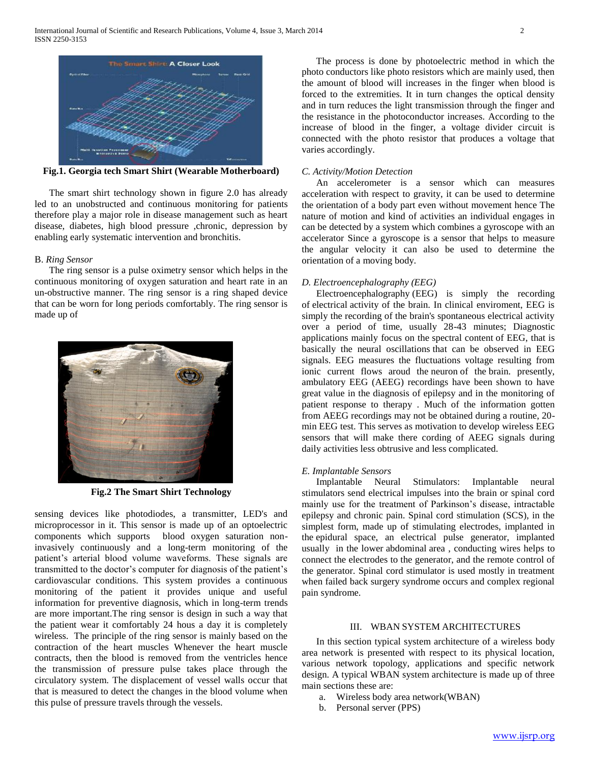**Fig.1. Georgia tech Smart Shirt (Wearable Motherboard)**

The smart shirt technology shown in figure 2.0 has already led to an unobstructed and continuous monitoring for patients therefore play a major role in disease management such as heart disease, diabetes, high blood pressure ,chronic, depression by enabling early systematic intervention and bronchitis.

### B. *Ring Sensor*

The ring sensor is a pulse oximetry sensor which helps in the continuous monitoring of oxygen saturation and heart rate in an un-obstructive manner. The ring sensor is a ring shaped device that can be worn for long periods comfortably. The ring sensor is made up of

**Fig.2 The Smart Shirt Technology**

sensing devices like photodiodes, a transmitter, LED's and microprocessor in it. This sensor is made up of an optoelectric components which supports blood oxygen saturation non-invasively continuously and a long-term monitoring of the patient's arterial blood volume waveforms. These signals are transmitted to the doctor's computer for diagnosis of the patient's cardiovascular conditions. This system provides a continuous monitoring of the patient it provides unique and useful information for preventive diagnosis, which in long-term trends are more important.The ring sensor is design in such a way that the patient wear it comfortably 24 hous a day it is completely wireless. The principle of the ring sensor is mainly based on the contraction of the heart muscles Whenever the heart muscle contracts, then the blood is removed from the ventricles hence the transmission of pressure pulse takes place through the circulatory system. The displacement of vessel walls occur that that is measured to detect the changes in the blood volume when this pulse of pressure travels through the vessels.

The process is done by photoelectric method in which the photo conductors like photo resistors which are mainly used, then the amount of blood will increases in the finger when blood is forced to the extremities. It in turn changes the optical density and in turn reduces the light transmission through the finger and the resistance in the photoconductor increases. According to the increase of blood in the finger, a voltage divider circuit is connected with the photo resistor that produces a voltage that varies accordingly.

### C. *Activity/Motion Detection*

An accelerometer is a sensor which can measures acceleration with respect to gravity, it can be used to determine the orientation of a body part even without movement hence The nature of motion and kind of activities an individual engages in can be detected by a system which combines a gyroscope with an accelerator Since a gyroscope is a sensor that helps to measure the angular velocity it can also be used to determine the orientation of a moving body.

### D. *Electroencephalography (EEG)*

Electroencephalography (EEG) is simply the recording of electrical activity of the brain. In clinical enviroment, EEG is simply the recording of the brain's spontaneous electrical activity over a period of time, usually 28-43 minutes; Diagnostic applications mainly focus on the spectral content of EEG, that is basically the neural oscillations that can be observed in EEG signals. EEG measures the fluctuations voltage resulting from ionic current flows aroud the neuron of the brain. presently, ambulatory EEG (AEEG) recordings have been shown to have great value in the diagnosis of epilepsy and in the monitoring of patient response to therapy . Much of the information gotten from AEEG recordings may not be obtained during a routine, 20-min EEG test. This serves as motivation to develop wireless EEG sensors that will make there cording of AEEG signals during daily activities less obtrusive and less complicated.

### E. *Implantable Sensors*

Implantable Neural Stimulators: Implantable neural stimulators send electrical impulses into the brain or spinal cord mainly use for the treatment of Parkinson's disease, intractable epilepsy and chronic pain. Spinal cord stimulation (SCS), in the simplest form, made up of stimulating electrodes, implanted in the epidural space, an electrical pulse generator, implanted usually in the lower abdominal area , conducting wires helps to connect the electrodes to the generator, and the remote control of the generator. Spinal cord stimulator is used mostly in treatment when failed back surgery syndrome occurs and complex regional pain syndrome.

## III. WBAN SYSTEM ARCHITECTURES

In this section typical system architecture of a wireless body area network is presented with respect to its physical location, various network topology, applications and specific network design. A typical WBAN system architecture is made up of three main sections these are:

a. Wireless body area network(WBAN)
b. Personal server (PPS)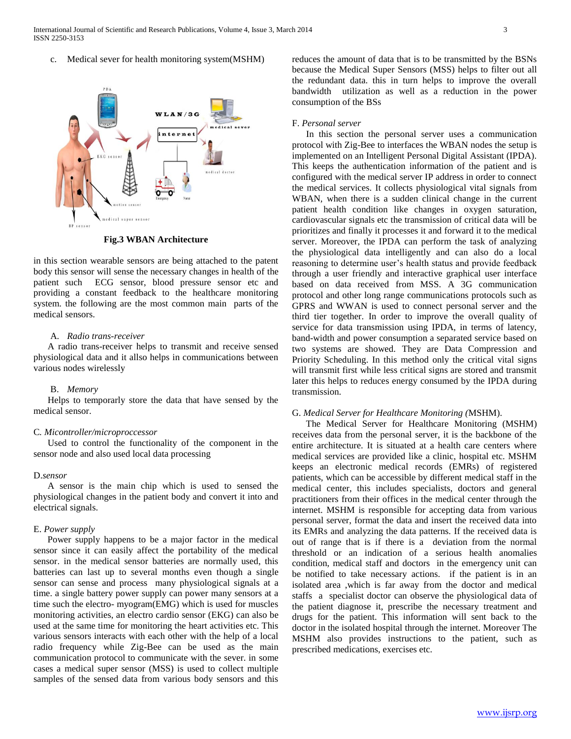c. Medical sever for health monitoring system(MSHM)

**Fig.3 WBAN Architecture**

in this section wearable sensors are being attached to the patent body this sensor will sense the necessary changes in health of the patient such ECG sensor, blood pressure sensor etc and providing a constant feedback to the healthcare monitoring system. the following are the most common main parts of the medical sensors.

A. *Radio trans-receiver*

A radio trans-receiver helps to transmit and receive sensed physiological data and it allso helps in communications between various nodes wirelessly

B. *Memory*

Helps to temporarly store the data that have sensed by the medical sensor.

C. *Micontroller/microproccessor*

Used to control the functionality of the component in the sensor node and also used local data processing

D.*sensor*

A sensor is the main chip which is used to sensed the physiological changes in the patient body and convert it into and electrical signals.

E. *Power supply*

Power supply happens to be a major factor in the medical sensor since it can easily affect the portability of the medical sensor. in the medical sensor batteries are normally used, this batteries can last up to several months even though a single sensor can sense and process many physiological signals at a time. a single battery power supply can power many sensors at a time such the electro- myogram(EMG) which is used for muscles monitoring activities, an electro cardio sensor (EKG) can also be used at the same time for monitoring the heart activities etc. This various sensors interacts with each other with the help of a local radio frequency while Zig-Bee can be used as the main communication protocol to communicate with the sever. in some cases a medical super sensor (MSS) is used to collect multiple samples of the sensed data from various body sensors and this reduces the amount of data that is to be transmitted by the BSNs because the Medical Super Sensors (MSS) helps to filter out all the redundant data. this in turn helps to improve the overall bandwidth utilization as well as a reduction in the power consumption of the BSs

F. *Personal server*

In this section the personal server uses a communication protocol with Zig-Bee to interfaces the WBAN nodes the setup is implemented on an Intelligent Personal Digital Assistant (IPDA). This keeps the authentication information of the patient and is configured with the medical server IP address in order to connect the medical services. It collects physiological vital signals from WBAN, when there is a sudden clinical change in the current patient health condition like changes in oxygen saturation, cardiovascular signals etc the transmission of critical data will be prioritizes and finally it processes it and forward it to the medical server. Moreover, the IPDA can perform the task of analyzing the physiological data intelligently and can also do a local reasoning to determine user's health status and provide feedback through a user friendly and interactive graphical user interface based on data received from MSS. A 3G communication protocol and other long range communications protocols such as GPRS and WWAN is used to connect personal server and the third tier together. In order to improve the overall quality of service for data transmission using IPDA, in terms of latency, band-width and power consumption a separated service based on two systems are showed. They are Data Compression and Priority Scheduling. In this method only the critical vital signs will transmit first while less critical signs are stored and transmit later this helps to reduces energy consumed by the IPDA during transmission.

G. *Medical Server for Healthcare Monitoring (*MSHM).

The Medical Server for Healthcare Monitoring (MSHM) receives data from the personal server, it is the backbone of the entire architecture. It is situated at a health care centers where medical services are provided like a clinic, hospital etc. MSHM keeps an electronic medical records (EMRs) of registered patients, which can be accessible by different medical staff in the medical center, this includes specialists, doctors and general practitioners from their offices in the medical center through the internet. MSHM is responsible for accepting data from various personal server, format the data and insert the received data into its EMRs and analyzing the data patterns. If the received data is out of range that is if there is a deviation from the normal threshold or an indication of a serious health anomalies condition, medical staff and doctors in the emergency unit can be notified to take necessary actions. if the patient is in an isolated area ,which is far away from the doctor and medical staffs a specialist doctor can observe the physiological data of the patient diagnose it, prescribe the necessary treatment and drugs for the patient. This information will sent back to the doctor in the isolated hospital through the internet. Moreover The MSHM also provides instructions to the patient, such as prescribed medications, exercises etc.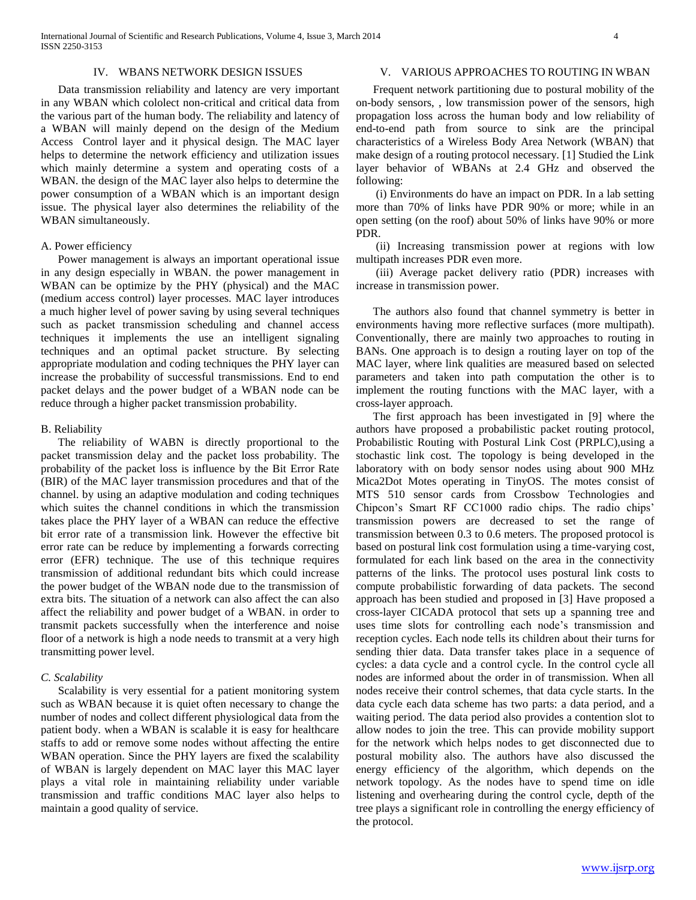## IV. WBANS NETWORK DESIGN ISSUES

Data transmission reliability and latency are very important in any WBAN which cololect non-critical and critical data from the various part of the human body. The reliability and latency of a WBAN will mainly depend on the design of the Medium Access Control layer and it physical design. The MAC layer helps to determine the network efficiency and utilization issues which mainly determine a system and operating costs of a WBAN. the design of the MAC layer also helps to determine the power consumption of a WBAN which is an important design issue. The physical layer also determines the reliability of the WBAN simultaneously.

### A. Power efficiency

Power management is always an important operational issue in any design especially in WBAN. the power management in WBAN can be optimize by the PHY (physical) and the MAC (medium access control) layer processes. MAC layer introduces a much higher level of power saving by using several techniques such as packet transmission scheduling and channel access techniques it implements the use an intelligent signaling techniques and an optimal packet structure. By selecting appropriate modulation and coding techniques the PHY layer can increase the probability of successful transmissions. End to end packet delays and the power budget of a WBAN node can be reduce through a higher packet transmission probability.

### B. Reliability

The reliability of WABN is directly proportional to the packet transmission delay and the packet loss probability. The probability of the packet loss is influence by the Bit Error Rate (BIR) of the MAC layer transmission procedures and that of the channel. by using an adaptive modulation and coding techniques which suites the channel conditions in which the transmission takes place the PHY layer of a WBAN can reduce the effective bit error rate of a transmission link. However the effective bit error rate can be reduce by implementing a forwards correcting error (EFR) technique. The use of this technique requires transmission of additional redundant bits which could increase the power budget of the WBAN node due to the transmission of extra bits. The situation of a network can also affect the can also affect the reliability and power budget of a WBAN. in order to transmit packets successfully when the interference and noise floor of a network is high a node needs to transmit at a very high transmitting power level.

### *C. Scalability*

Scalability is very essential for a patient monitoring system such as WBAN because it is quiet often necessary to change the number of nodes and collect different physiological data from the patient body. when a WBAN is scalable it is easy for healthcare staffs to add or remove some nodes without affecting the entire WBAN operation. Since the PHY layers are fixed the scalability of WBAN is largely dependent on MAC layer this MAC layer plays a vital role in maintaining reliability under variable transmission and traffic conditions MAC layer also helps to maintain a good quality of service.

## V. VARIOUS APPROACHES TO ROUTING IN WBAN

Frequent network partitioning due to postural mobility of the on-body sensors, , low transmission power of the sensors, high propagation loss across the human body and low reliability of end-to-end path from source to sink are the principal characteristics of a Wireless Body Area Network (WBAN) that make design of a routing protocol necessary. [1] Studied the Link layer behavior of WBANs at 2.4 GHz and observed the following:

(i) Environments do have an impact on PDR. In a lab setting more than 70% of links have PDR 90% or more; while in an open setting (on the roof) about 50% of links have 90% or more PDR.

(ii) Increasing transmission power at regions with low multipath increases PDR even more.

(iii) Average packet delivery ratio (PDR) increases with increase in transmission power.

The authors also found that channel symmetry is better in environments having more reflective surfaces (more multipath). Conventionally, there are mainly two approaches to routing in BANs. One approach is to design a routing layer on top of the MAC layer, where link qualities are measured based on selected parameters and taken into path computation the other is to implement the routing functions with the MAC layer, with a cross-layer approach.

The first approach has been investigated in [9] where the authors have proposed a probabilistic packet routing protocol, Probabilistic Routing with Postural Link Cost (PRPLC),using a stochastic link cost. The topology is being developed in the laboratory with on body sensor nodes using about 900 MHz Mica2Dot Motes operating in TinyOS. The motes consist of MTS 510 sensor cards from Crossbow Technologies and Chipcon's Smart RF CC1000 radio chips. The radio chips' transmission powers are decreased to set the range of transmission between 0.3 to 0.6 meters. The proposed protocol is based on postural link cost formulation using a time-varying cost, formulated for each link based on the area in the connectivity patterns of the links. The protocol uses postural link costs to compute probabilistic forwarding of data packets. The second approach has been studied and proposed in [3] Have proposed a cross-layer CICADA protocol that sets up a spanning tree and uses time slots for controlling each node's transmission and reception cycles. Each node tells its children about their turns for sending thier data. Data transfer takes place in a sequence of cycles: a data cycle and a control cycle. In the control cycle all nodes are informed about the order in of transmission. When all nodes receive their control schemes, that data cycle starts. In the data cycle each data scheme has two parts: a data period, and a waiting period. The data period also provides a contention slot to allow nodes to join the tree. This can provide mobility support for the network which helps nodes to get disconnected due to postural mobility also. The authors have also discussed the energy efficiency of the algorithm, which depends on the network topology. As the nodes have to spend time on idle listening and overhearing during the control cycle, depth of the tree plays a significant role in controlling the energy efficiency of the protocol.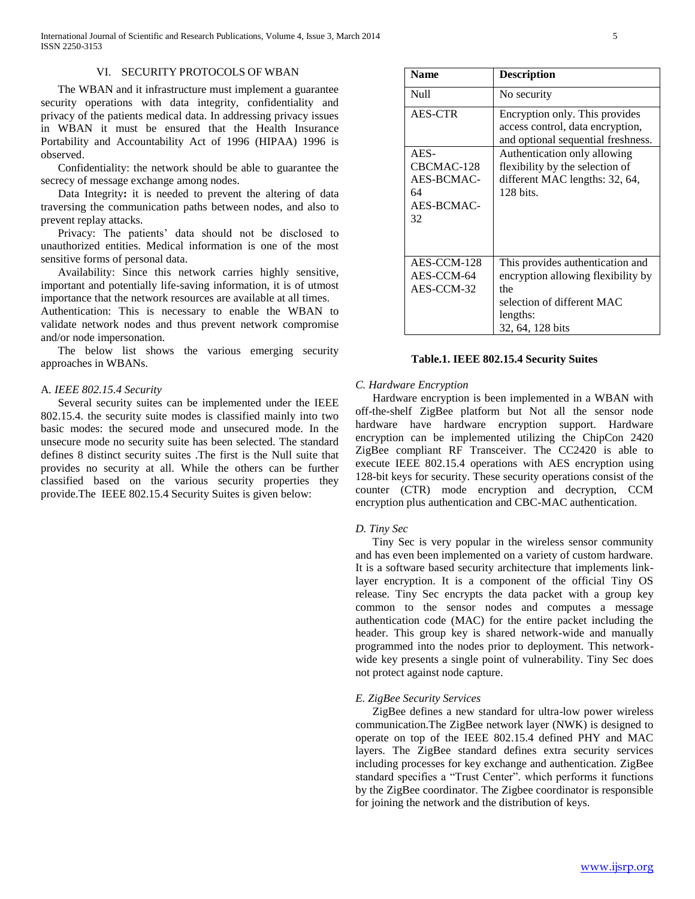## VI. SECURITY PROTOCOLS OF WBAN

The WBAN and it infrastructure must implement a guarantee security operations with data integrity, confidentiality and privacy of the patients medical data. In addressing privacy issues in WBAN it must be ensured that the Health Insurance Portability and Accountability Act of 1996 (HIPAA) 1996 is observed.

Confidentiality: the network should be able to guarantee the secrecy of message exchange among nodes.

Data Integrity**:** it is needed to prevent the altering of data traversing the communication paths between nodes, and also to prevent replay attacks.

Privacy: The patients' data should not be disclosed to unauthorized entities. Medical information is one of the most sensitive forms of personal data.

Availability: Since this network carries highly sensitive, important and potentially life-saving information, it is of utmost importance that the network resources are available at all times.

Authentication: This is necessary to enable the WBAN to validate network nodes and thus prevent network compromise and/or node impersonation.

The below list shows the various emerging security approaches in WBANs.

### A. *IEEE 802.15.4 Security*

Several security suites can be implemented under the IEEE 802.15.4. the security suite modes is classified mainly into two basic modes: the secured mode and unsecured mode. In the unsecure mode no security suite has been selected. The standard defines 8 distinct security suites .The first is the Null suite that provides no security at all. While the others can be further classified based on the various security properties they provide.The IEEE 802.15.4 Security Suites is given below:

| **Name** | **Description** |
|---|---|
| Null | No security |
| AES-CTR | Encryption only. This provides access control, data encryption, and optional sequential freshness. |
| AES-CBCMAC-128<br>AES-BCMAC-64<br>AES-BCMAC-32 | Authentication only allowing flexibility by the selection of different MAC lengths: 32, 64, 128 bits. |
| AES-CCM-128<br>AES-CCM-64<br>AES-CCM-32 | This provides authentication and encryption allowing flexibility by the selection of different MAC lengths: 32, 64, 128 bits |

**Table.1. IEEE 802.15.4 Security Suites**

### C. *Hardware Encryption*

Hardware encryption is been implemented in a WBAN with off-the-shelf ZigBee platform but Not all the sensor node hardware have hardware encryption support. Hardware encryption can be implemented utilizing the ChipCon 2420 ZigBee compliant RF Transceiver. The CC2420 is able to execute IEEE 802.15.4 operations with AES encryption using 128-bit keys for security. These security operations consist of the counter (CTR) mode encryption and decryption, CCM encryption plus authentication and CBC-MAC authentication.

### D. *Tiny Sec*

Tiny Sec is very popular in the wireless sensor community and has even been implemented on a variety of custom hardware. It is a software based security architecture that implements link-layer encryption. It is a component of the official Tiny OS release. Tiny Sec encrypts the data packet with a group key common to the sensor nodes and computes a message authentication code (MAC) for the entire packet including the header. This group key is shared network-wide and manually programmed into the nodes prior to deployment. This network-wide key presents a single point of vulnerability. Tiny Sec does not protect against node capture.

### E. *ZigBee Security Services*

ZigBee defines a new standard for ultra-low power wireless communication.The ZigBee network layer (NWK) is designed to operate on top of the IEEE 802.15.4 defined PHY and MAC layers. The ZigBee standard defines extra security services including processes for key exchange and authentication. ZigBee standard specifies a "Trust Center". which performs it functions by the ZigBee coordinator. The Zigbee coordinator is responsible for joining the network and the distribution of keys.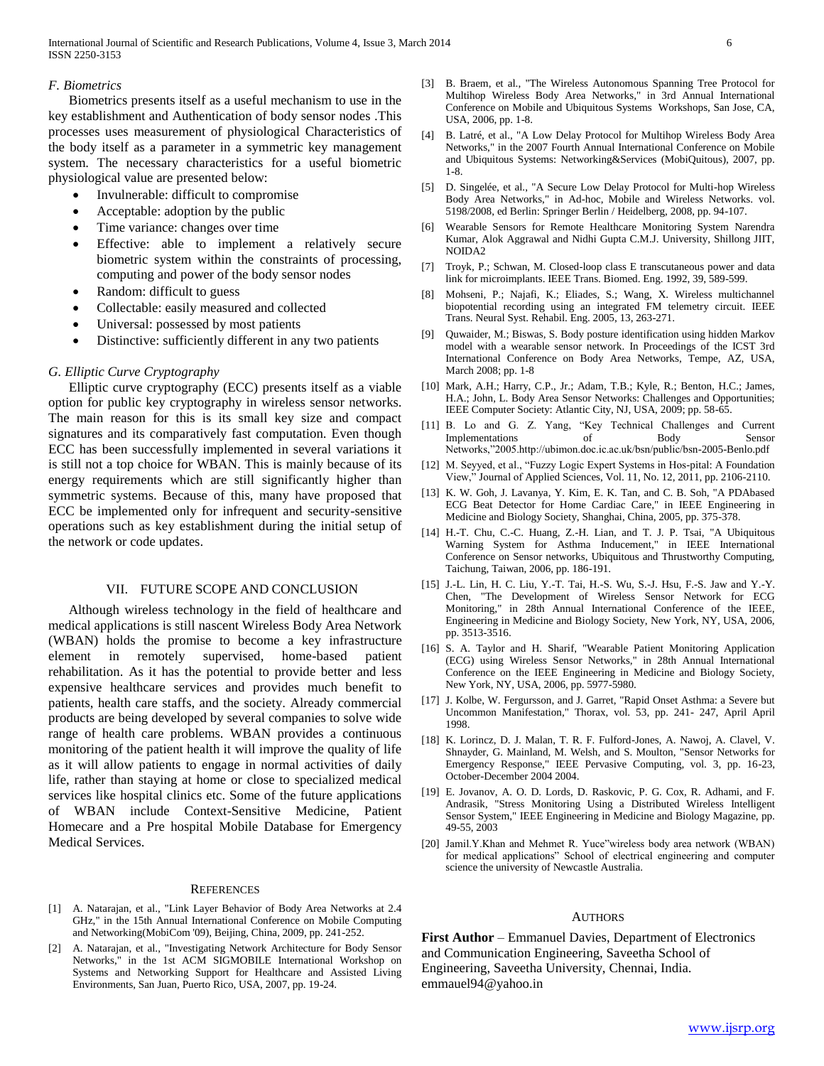### *F. Biometrics*

Biometrics presents itself as a useful mechanism to use in the key establishment and Authentication of body sensor nodes .This processes uses measurement of physiological Characteristics of the body itself as a parameter in a symmetric key management system. The necessary characteristics for a useful biometric physiological value are presented below:

- Invulnerable: difficult to compromise
- Acceptable: adoption by the public
- Time variance: changes over time
- Effective: able to implement a relatively secure biometric system within the constraints of processing, computing and power of the body sensor nodes
- Random: difficult to guess
- Collectable: easily measured and collected
- Universal: possessed by most patients
- Distinctive: sufficiently different in any two patients

### *G. Elliptic Curve Cryptography*

Elliptic curve cryptography (ECC) presents itself as a viable option for public key cryptography in wireless sensor networks. The main reason for this is its small key size and compact signatures and its comparatively fast computation. Even though ECC has been successfully implemented in several variations it is still not a top choice for WBAN. This is mainly because of its energy requirements which are still significantly higher than symmetric systems. Because of this, many have proposed that ECC be implemented only for infrequent and security-sensitive operations such as key establishment during the initial setup of the network or code updates.

## VII. Future Scope and Conclusion

Although wireless technology in the field of healthcare and medical applications is still nascent Wireless Body Area Network (WBAN) holds the promise to become a key infrastructure element in remotely supervised, home-based patient rehabilitation. As it has the potential to provide better and less expensive healthcare services and provides much benefit to patients, health care staffs, and the society. Already commercial products are being developed by several companies to solve wide range of health care problems. WBAN provides a continuous monitoring of the patient health it will improve the quality of life as it will allow patients to engage in normal activities of daily life, rather than staying at home or close to specialized medical services like hospital clinics etc. Some of the future applications of WBAN include Context-Sensitive Medicine, Patient Homecare and a Pre hospital Mobile Database for Emergency Medical Services.

## References

[1] A. Natarajan, et al., "Link Layer Behavior of Body Area Networks at 2.4 GHz," in the 15th Annual International Conference on Mobile Computing and Networking(MobiCom '09), Beijing, China, 2009, pp. 241-252.

[2] A. Natarajan, et al., "Investigating Network Architecture for Body Sensor Networks," in the 1st ACM SIGMOBILE International Workshop on Systems and Networking Support for Healthcare and Assisted Living Environments, San Juan, Puerto Rico, USA, 2007, pp. 19-24.

[3] B. Braem, et al., "The Wireless Autonomous Spanning Tree Protocol for Multihop Wireless Body Area Networks," in 3rd Annual International Conference on Mobile and Ubiquitous Systems Workshops, San Jose, CA, USA, 2006, pp. 1-8.

[4] B. Latré, et al., "A Low Delay Protocol for Multihop Wireless Body Area Networks," in the 2007 Fourth Annual International Conference on Mobile and Ubiquitous Systems: Networking&Services (MobiQuitous), 2007, pp. 1-8.

[5] D. Singelée, et al., "A Secure Low Delay Protocol for Multi-hop Wireless Body Area Networks," in Ad-hoc, Mobile and Wireless Networks. vol. 5198/2008, ed Berlin: Springer Berlin / Heidelberg, 2008, pp. 94-107.

[6] Wearable Sensors for Remote Healthcare Monitoring System Narendra Kumar, Alok Aggrawal and Nidhi Gupta C.M.J. University, Shillong JIIT, NOIDA2

[7] Troyk, P.; Schwan, M. Closed-loop class E transcutaneous power and data link for microimplants. IEEE Trans. Biomed. Eng. 1992, 39, 589-599.

[8] Mohseni, P.; Najafi, K.; Eliades, S.; Wang, X. Wireless multichannel biopotential recording using an integrated FM telemetry circuit. IEEE Trans. Neural Syst. Rehabil. Eng. 2005, 13, 263-271.

[9] Quwaider, M.; Biswas, S. Body posture identification using hidden Markov model with a wearable sensor network. In Proceedings of the ICST 3rd International Conference on Body Area Networks, Tempe, AZ, USA, March 2008; pp. 1-8

[10] Mark, A.H.; Harry, C.P., Jr.; Adam, T.B.; Kyle, R.; Benton, H.C.; James, H.A.; John, L. Body Area Sensor Networks: Challenges and Opportunities; IEEE Computer Society: Atlantic City, NJ, USA, 2009; pp. 58-65.

[11] B. Lo and G. Z. Yang, "Key Technical Challenges and Current Implementations of Body Sensor Networks,"2005.http://ubimon.doc.ic.ac.uk/bsn/public/bsn-2005-Benlo.pdf

[12] M. Seyyed, et al., "Fuzzy Logic Expert Systems in Hos-pital: A Foundation View," Journal of Applied Sciences, Vol. 11, No. 12, 2011, pp. 2106-2110.

[13] K. W. Goh, J. Lavanya, Y. Kim, E. K. Tan, and C. B. Soh, "A PDAbased ECG Beat Detector for Home Cardiac Care," in IEEE Engineering in Medicine and Biology Society, Shanghai, China, 2005, pp. 375-378.

[14] H.-T. Chu, C.-C. Huang, Z.-H. Lian, and T. J. P. Tsai, "A Ubiquitous Warning System for Asthma Inducement," in IEEE International Conference on Sensor networks, Ubiquitous and Thrustworthy Computing, Taichung, Taiwan, 2006, pp. 186-191.

[15] J.-L. Lin, H. C. Liu, Y.-T. Tai, H.-S. Wu, S.-J. Hsu, F.-S. Jaw and Y.-Y. Chen, "The Development of Wireless Sensor Network for ECG Monitoring," in 28th Annual International Conference of the IEEE, Engineering in Medicine and Biology Society, New York, NY, USA, 2006, pp. 3513-3516.

[16] S. A. Taylor and H. Sharif, "Wearable Patient Monitoring Application (ECG) using Wireless Sensor Networks," in 28th Annual International Conference on the IEEE Engineering in Medicine and Biology Society, New York, NY, USA, 2006, pp. 5977-5980.

[17] J. Kolbe, W. Fergursson, and J. Garret, "Rapid Onset Asthma: a Severe but Uncommon Manifestation," Thorax, vol. 53, pp. 241- 247, April April 1998.

[18] K. Lorincz, D. J. Malan, T. R. F. Fulford-Jones, A. Nawoj, A. Clavel, V. Shnayder, G. Mainland, M. Welsh, and S. Moulton, "Sensor Networks for Emergency Response," IEEE Pervasive Computing, vol. 3, pp. 16-23, October-December 2004 2004.

[19] E. Jovanov, A. O. D. Lords, D. Raskovic, P. G. Cox, R. Adhami, and F. Andrasik, "Stress Monitoring Using a Distributed Wireless Intelligent Sensor System," IEEE Engineering in Medicine and Biology Magazine, pp. 49-55, 2003

[20] Jamil.Y.Khan and Mehmet R. Yuce"wireless body area network (WBAN) for medical applications" School of electrical engineering and computer science the university of Newcastle Australia.

## Authors

**First Author** – Emmanuel Davies, Department of Electronics and Communication Engineering, Saveetha School of Engineering, Saveetha University, Chennai, India. emmauel94@yahoo.in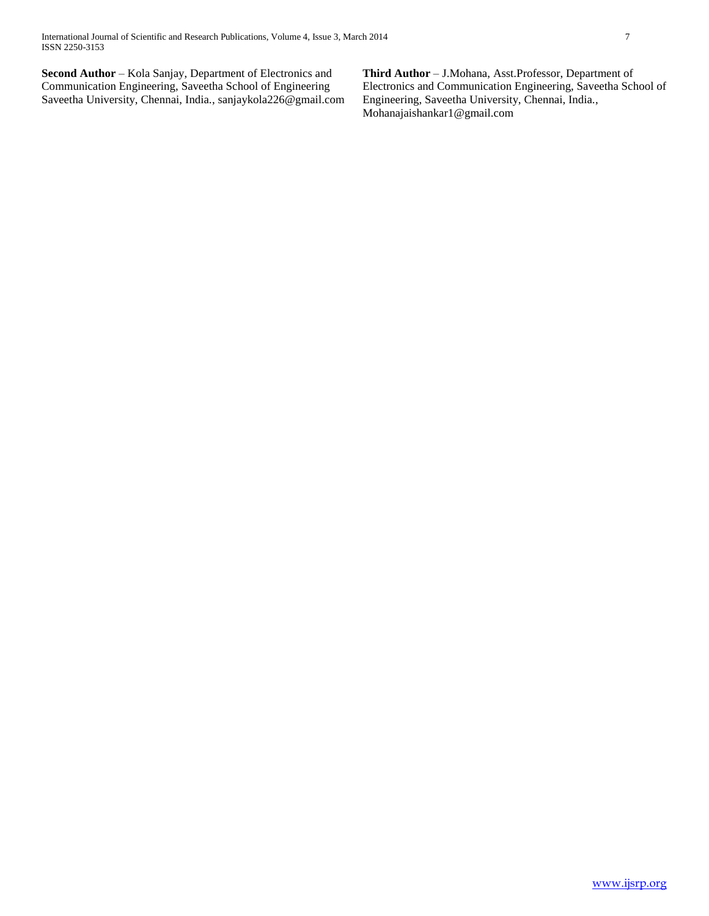**Second Author** – Kola Sanjay, Department of Electronics and Communication Engineering, Saveetha School of Engineering Saveetha University, Chennai, India., sanjaykola226@gmail.com

**Third Author** – J.Mohana, Asst.Professor, Department of Electronics and Communication Engineering, Saveetha School of Engineering, Saveetha University, Chennai, India., Mohanajaishankar1@gmail.com